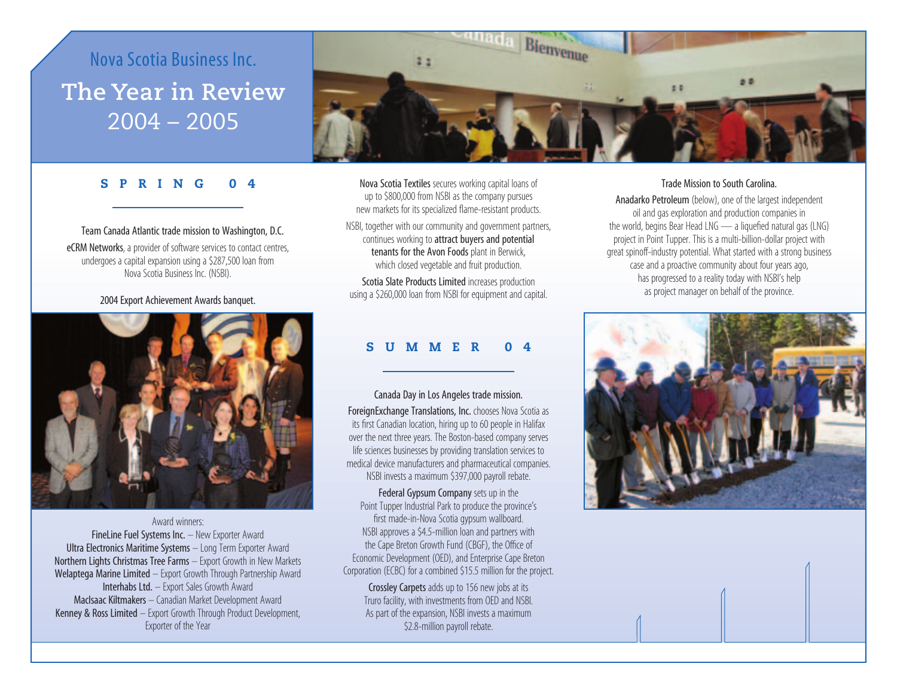# Nova Scotia Business Inc.

# The Year in Review 2004 – 2005

## SPRING 04

Team Canada Atlantic trade mission to Washington, D.C.

**eCRM Networks**, a provider of software services to contact centres, undergoes a capital expansion using a $287,500 loan from Nova Scotia Business Inc. (NSBI).

2004 Export Achievement Awards banquet.

Award winners:
**FineLine Fuel Systems Inc.** – New Exporter Award
**Ultra Electronics Maritime Systems** – Long Term Exporter Award
**Northern Lights Christmas Tree Farms** – Export Growth in New Markets
**Welaptega Marine Limited** – Export Growth Through Partnership Award
**Interhabs Ltd.** – Export Sales Growth Award
**MacIsaac Kiltmakers** – Canadian Market Development Award
**Kenney & Ross Limited** – Export Growth Through Product Development, Exporter of the Year

**Nova Scotia Textiles** secures working capital loans of up to $800,000 from NSBI as the company pursues new markets for its specialized flame-resistant products.

NSBI, together with our community and government partners, continues working to **attract buyers and potential tenants for the Avon Foods** plant in Berwick, which closed vegetable and fruit production.

**Scotia Slate Products Limited** increases production using a $260,000 loan from NSBI for equipment and capital.

## SUMMER 04

Canada Day in Los Angeles trade mission.

**ForeignExchange Translations, Inc.** chooses Nova Scotia as its first Canadian location, hiring up to 60 people in Halifax over the next three years. The Boston-based company serves life sciences businesses by providing translation services to medical device manufacturers and pharmaceutical companies. NSBI invests a maximum $397,000 payroll rebate.

**Federal Gypsum Company** sets up in the Point Tupper Industrial Park to produce the province's first made-in-Nova Scotia gypsum wallboard. NSBI approves a $4.5-million loan and partners with the Cape Breton Growth Fund (CBGF), the Office of Economic Development (OED), and Enterprise Cape Breton Corporation (ECBC) for a combined $15.5 million for the project.

**Crossley Carpets** adds up to 156 new jobs at its Truro facility, with investments from OED and NSBI. As part of the expansion, NSBI invests a maximum $2.8-million payroll rebate.

Trade Mission to South Carolina.

**Anadarko Petroleum** (below), one of the largest independent oil and gas exploration and production companies in the world, begins Bear Head LNG — a liquefied natural gas (LNG) project in Point Tupper. This is a multi-billion-dollar project with great spinoff-industry potential. What started with a strong business case and a proactive community about four years ago, has progressed to a reality today with NSBI's help as project manager on behalf of the province.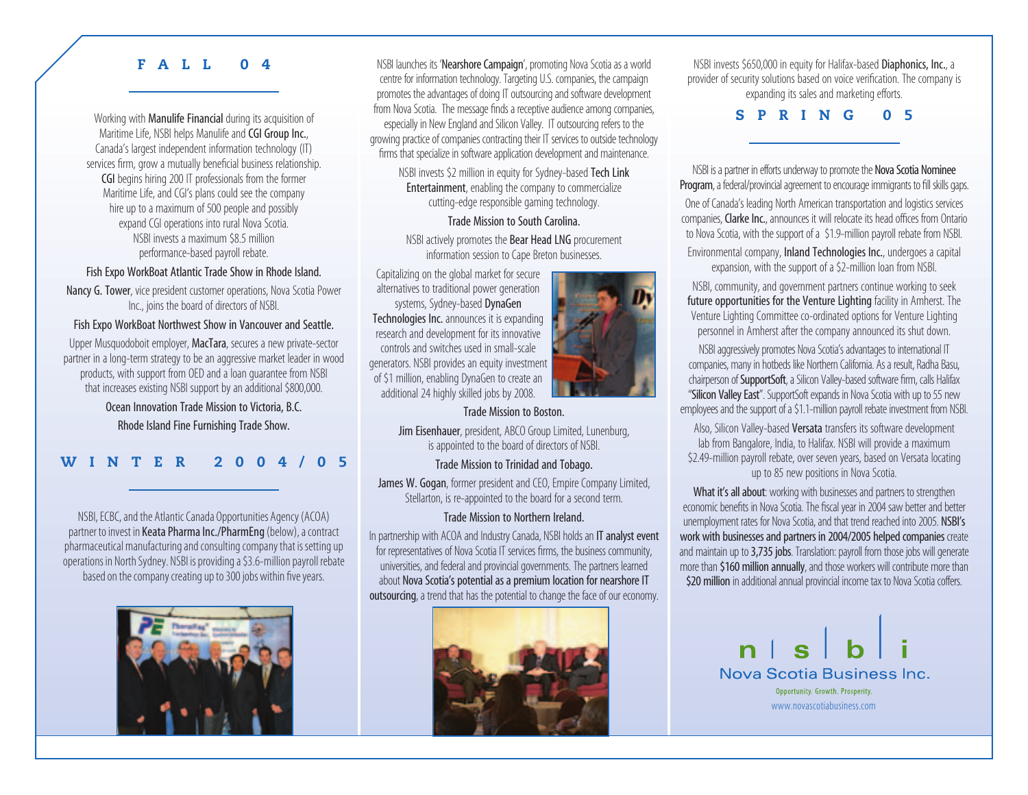## FALL 04

Working with **Manulife Financial** during its acquisition of Maritime Life, NSBI helps Manulife and **CGI Group Inc.**, Canada's largest independent information technology (IT) services firm, grow a mutually beneficial business relationship. **CGI** begins hiring 200 IT professionals from the former Maritime Life, and CGI's plans could see the company hire up to a maximum of 500 people and possibly expand CGI operations into rural Nova Scotia. NSBI invests a maximum $8.5 million performance-based payroll rebate.

**Fish Expo WorkBoat Atlantic Trade Show in Rhode Island.**

**Nancy G. Tower**, vice president customer operations, Nova Scotia Power Inc., joins the board of directors of NSBI.

**Fish Expo WorkBoat Northwest Show in Vancouver and Seattle.**

Upper Musquodoboit employer, **MacTara**, secures a new private-sector partner in a long-term strategy to be an aggressive market leader in wood products, with support from OED and a loan guarantee from NSBI that increases existing NSBI support by an additional $800,000.

**Ocean Innovation Trade Mission to Victoria, B.C.**

**Rhode Island Fine Furnishing Trade Show.**

## WINTER 2004/05

NSBI, ECBC, and the Atlantic Canada Opportunities Agency (ACOA) partner to invest in **Keata Pharma Inc./PharmEng** (below), a contract pharmaceutical manufacturing and consulting company that is setting up operations in North Sydney. NSBI is providing a $3.6-million payroll rebate based on the company creating up to 300 jobs within five years.

NSBI launches its '**Nearshore Campaign**', promoting Nova Scotia as a world centre for information technology. Targeting U.S. companies, the campaign promotes the advantages of doing IT outsourcing and software development from Nova Scotia. The message finds a receptive audience among companies, especially in New England and Silicon Valley. IT outsourcing refers to the growing practice of companies contracting their IT services to outside technology firms that specialize in software application development and maintenance.

NSBI invests $2 million in equity for Sydney-based **Tech Link Entertainment**, enabling the company to commercialize cutting-edge responsible gaming technology.

**Trade Mission to South Carolina.**

NSBI actively promotes the **Bear Head LNG** procurement information session to Cape Breton businesses.

Capitalizing on the global market for secure alternatives to traditional power generation systems, Sydney-based **DynaGen Technologies Inc.** announces it is expanding research and development for its innovative controls and switches used in small-scale generators. NSBI provides an equity investment of $1 million, enabling DynaGen to create an additional 24 highly skilled jobs by 2008.

**Trade Mission to Boston.**

**Jim Eisenhauer**, president, ABCO Group Limited, Lunenburg, is appointed to the board of directors of NSBI.

**Trade Mission to Trinidad and Tobago.**

**James W. Gogan**, former president and CEO, Empire Company Limited, Stellarton, is re-appointed to the board for a second term.

**Trade Mission to Northern Ireland.**

In partnership with ACOA and Industry Canada, NSBI holds an **IT analyst event** for representatives of Nova Scotia IT services firms, the business community, universities, and federal and provincial governments. The partners learned about **Nova Scotia's potential as a premium location for nearshore IT outsourcing**, a trend that has the potential to change the face of our economy.

NSBI invests $650,000 in equity for Halifax-based **Diaphonics, Inc.**, a provider of security solutions based on voice verification. The company is expanding its sales and marketing efforts.

## SPRING 05

NSBI is a partner in efforts underway to promote the **Nova Scotia Nominee Program**, a federal/provincial agreement to encourage immigrants to fill skills gaps.

One of Canada's leading North American transportation and logistics services companies, **Clarke Inc.**, announces it will relocate its head offices from Ontario to Nova Scotia, with the support of a $1.9-million payroll rebate from NSBI.

Environmental company, **Inland Technologies Inc.**, undergoes a capital expansion, with the support of a $2-million loan from NSBI.

NSBI, community, and government partners continue working to seek **future opportunities for the Venture Lighting** facility in Amherst. The Venture Lighting Committee co-ordinated options for Venture Lighting personnel in Amherst after the company announced its shut down.

NSBI aggressively promotes Nova Scotia's advantages to international IT companies, many in hotbeds like Northern California. As a result, Radha Basu, chairperson of **SupportSoft**, a Silicon Valley-based software firm, calls Halifax "**Silicon Valley East**". SupportSoft expands in Nova Scotia with up to 55 new employees and the support of a $1.1-million payroll rebate investment from NSBI.

Also, Silicon Valley-based **Versata** transfers its software development lab from Bangalore, India, to Halifax. NSBI will provide a maximum $2.49-million payroll rebate, over seven years, based on Versata locating up to 85 new positions in Nova Scotia.

**What it's all about**: working with businesses and partners to strengthen economic benefits in Nova Scotia. The fiscal year in 2004 saw better and better unemployment rates for Nova Scotia, and that trend reached into 2005. **NSBI's work with businesses and partners in 2004/2005 helped companies** create and maintain up to **3,735 jobs**. Translation: payroll from those jobs will generate more than **$160 million annually**, and those workers will contribute more than **$20 million** in additional annual provincial income tax to Nova Scotia coffers.

n | s | b | i
Nova Scotia Business Inc.
Opportunity. Growth. Prosperity.
www.novascotiabusiness.com